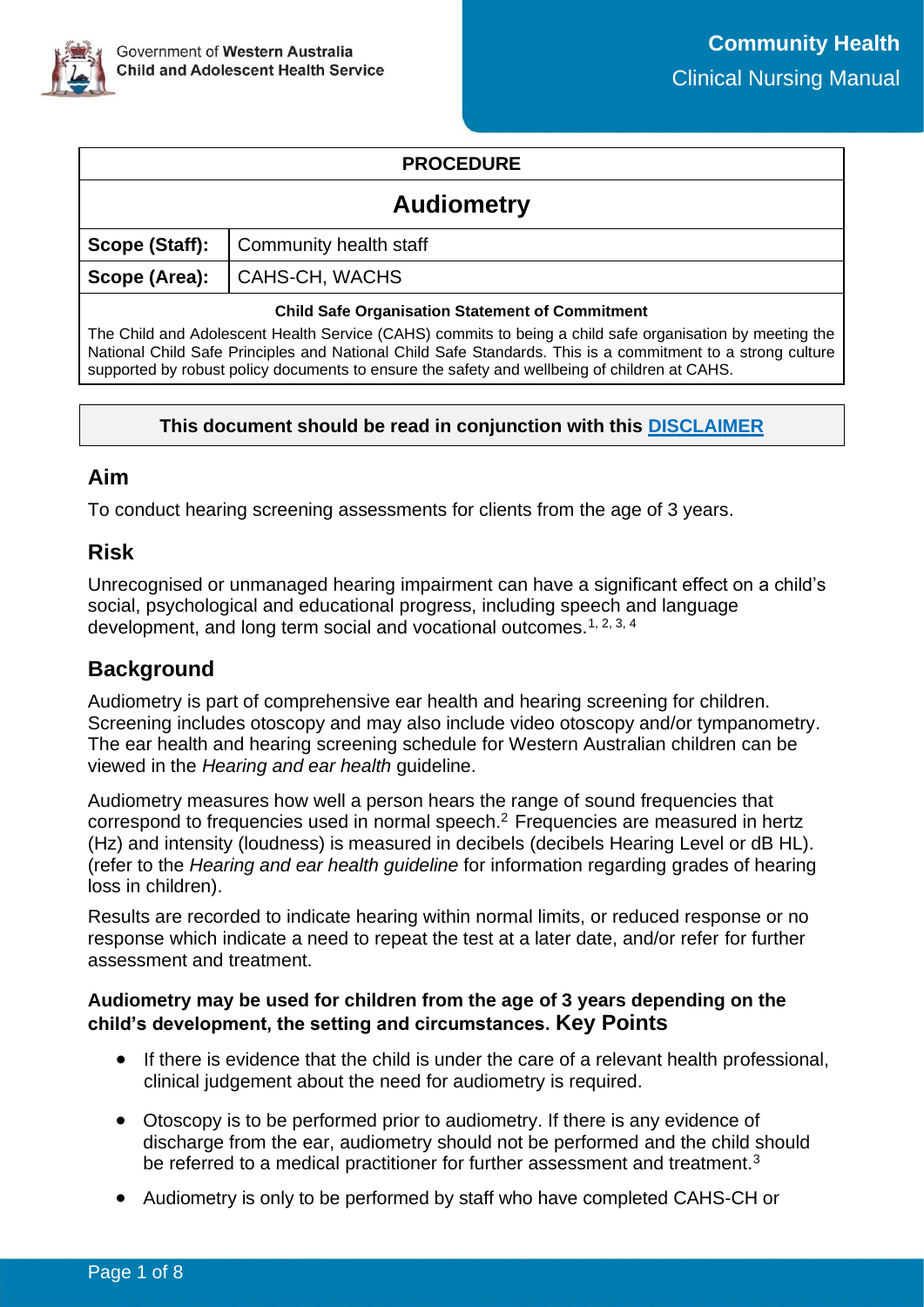**PROCEDURE**

# Audiometry

| Scope (Staff): | Community health staff |
| --- | --- |
| Scope (Area): | CAHS-CH, WACHS |

**Child Safe Organisation Statement of Commitment**

The Child and Adolescent Health Service (CAHS) commits to being a child safe organisation by meeting the National Child Safe Principles and National Child Safe Standards. This is a commitment to a strong culture supported by robust policy documents to ensure the safety and wellbeing of children at CAHS.

**This document should be read in conjunction with this DISCLAIMER**

## Aim

To conduct hearing screening assessments for clients from the age of 3 years.

## Risk

Unrecognised or unmanaged hearing impairment can have a significant effect on a child's social, psychological and educational progress, including speech and language development, and long term social and vocational outcomes.[1, 2, 3, 4]

## Background

Audiometry is part of comprehensive ear health and hearing screening for children. Screening includes otoscopy and may also include video otoscopy and/or tympanometry. The ear health and hearing screening schedule for Western Australian children can be viewed in the *Hearing and ear health* guideline.

Audiometry measures how well a person hears the range of sound frequencies that correspond to frequencies used in normal speech.[2] Frequencies are measured in hertz (Hz) and intensity (loudness) is measured in decibels (decibels Hearing Level or dB HL). (refer to the *Hearing and ear health guideline* for information regarding grades of hearing loss in children).

Results are recorded to indicate hearing within normal limits, or reduced response or no response which indicate a need to repeat the test at a later date, and/or refer for further assessment and treatment.

**Audiometry may be used for children from the age of 3 years depending on the child's development, the setting and circumstances.**

## Key Points

- If there is evidence that the child is under the care of a relevant health professional, clinical judgement about the need for audiometry is required.
- Otoscopy is to be performed prior to audiometry. If there is any evidence of discharge from the ear, audiometry should not be performed and the child should be referred to a medical practitioner for further assessment and treatment.[3]
- Audiometry is only to be performed by staff who have completed CAHS-CH or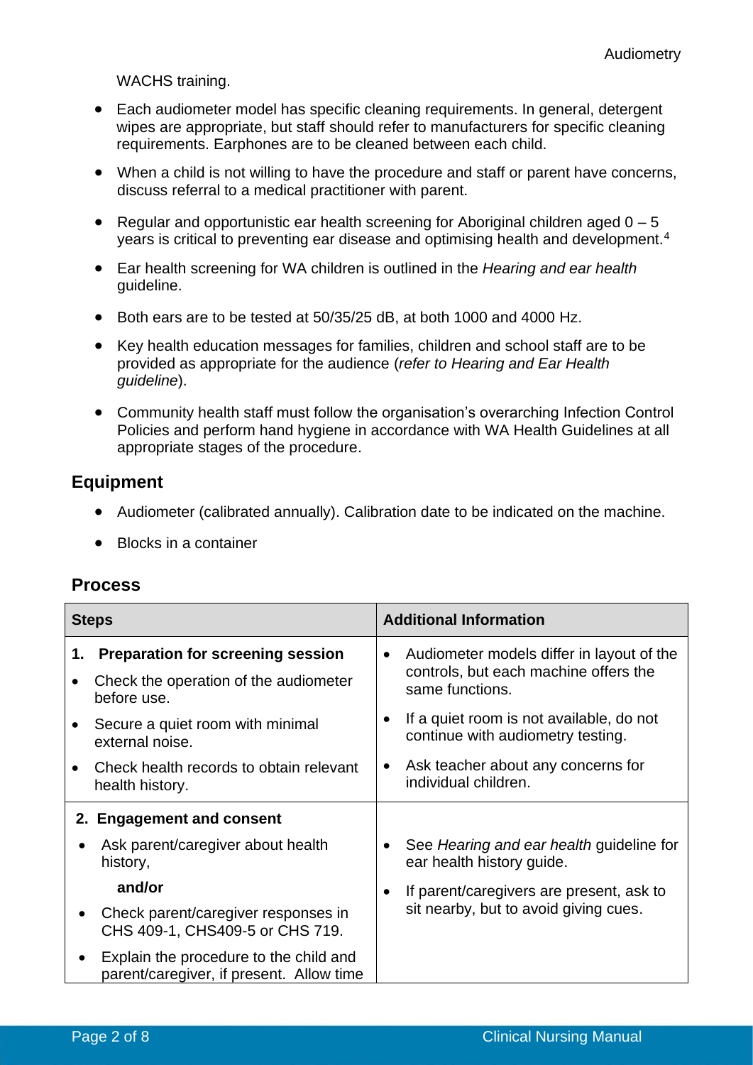WACHS training.

- Each audiometer model has specific cleaning requirements. In general, detergent wipes are appropriate, but staff should refer to manufacturers for specific cleaning requirements. Earphones are to be cleaned between each child.
- When a child is not willing to have the procedure and staff or parent have concerns, discuss referral to a medical practitioner with parent.
- Regular and opportunistic ear health screening for Aboriginal children aged 0 – 5 years is critical to preventing ear disease and optimising health and development.[4]
- Ear health screening for WA children is outlined in the *Hearing and ear health* guideline.
- Both ears are to be tested at 50/35/25 dB, at both 1000 and 4000 Hz.
- Key health education messages for families, children and school staff are to be provided as appropriate for the audience (*refer to Hearing and Ear Health guideline*).
- Community health staff must follow the organisation's overarching Infection Control Policies and perform hand hygiene in accordance with WA Health Guidelines at all appropriate stages of the procedure.

## Equipment

- Audiometer (calibrated annually). Calibration date to be indicated on the machine.
- Blocks in a container

## Process

| Steps | Additional Information |
|---|---|
| **1. Preparation for screening session**<br>• Check the operation of the audiometer before use.<br>• Secure a quiet room with minimal external noise.<br>• Check health records to obtain relevant health history. | • Audiometer models differ in layout of the controls, but each machine offers the same functions.<br>• If a quiet room is not available, do not continue with audiometry testing.<br>• Ask teacher about any concerns for individual children. |
| **2. Engagement and consent**<br>• Ask parent/caregiver about health history,<br>**and/or**<br>• Check parent/caregiver responses in CHS 409-1, CHS409-5 or CHS 719.<br>• Explain the procedure to the child and parent/caregiver, if present. Allow time | • See *Hearing and ear health* guideline for ear health history guide.<br>• If parent/caregivers are present, ask to sit nearby, but to avoid giving cues. |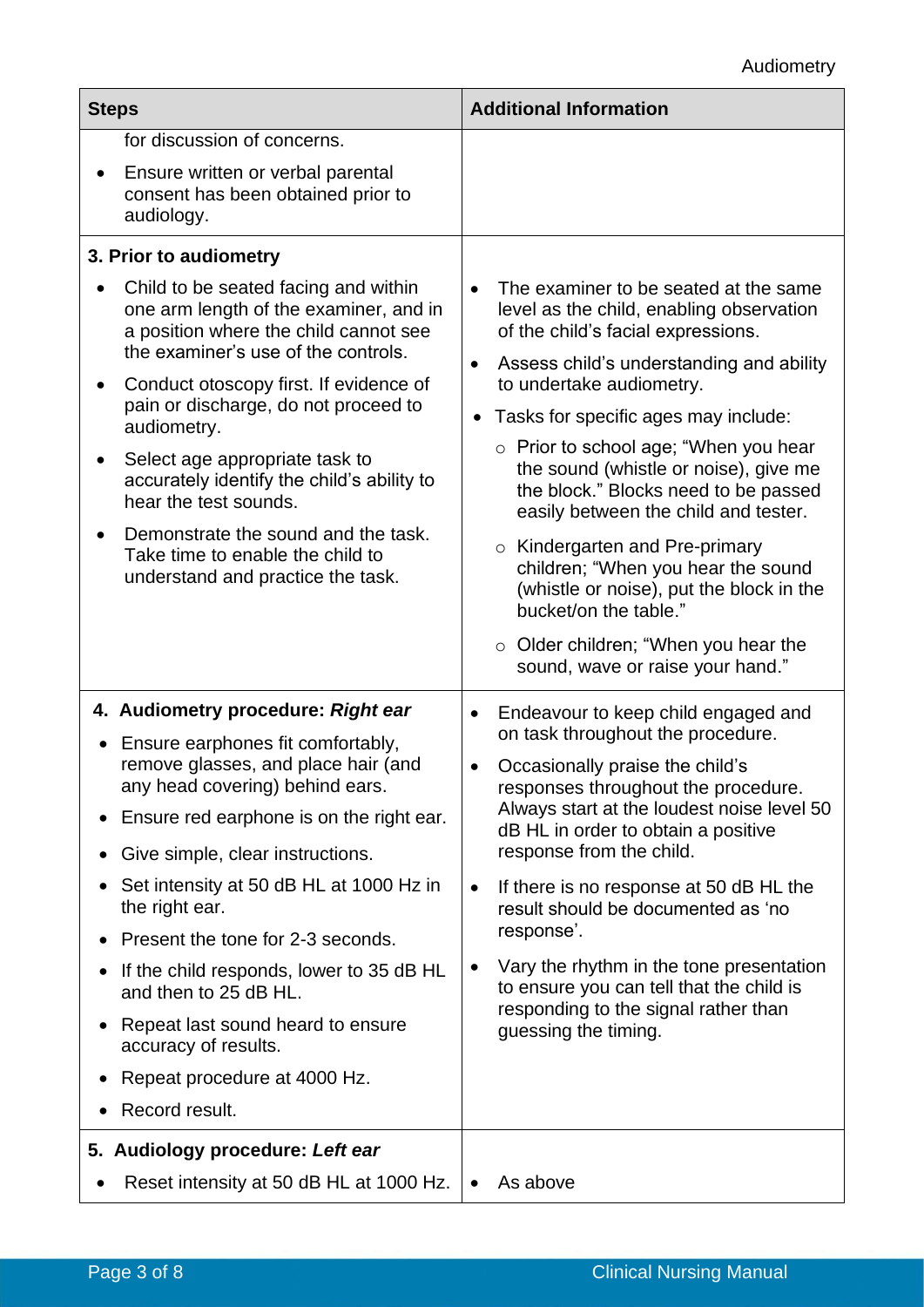| Steps | Additional Information |
|---|---|
| for discussion of concerns.<br>• Ensure written or verbal parental consent has been obtained prior to audiology. | |
| **3. Prior to audiometry**<br>• Child to be seated facing and within one arm length of the examiner, and in a position where the child cannot see the examiner's use of the controls.<br>• Conduct otoscopy first. If evidence of pain or discharge, do not proceed to audiometry.<br>• Select age appropriate task to accurately identify the child's ability to hear the test sounds.<br>• Demonstrate the sound and the task. Take time to enable the child to understand and practice the task. | • The examiner to be seated at the same level as the child, enabling observation of the child's facial expressions.<br>• Assess child's understanding and ability to undertake audiometry.<br>• Tasks for specific ages may include:<br>○ Prior to school age; "When you hear the sound (whistle or noise), give me the block." Blocks need to be passed easily between the child and tester.<br>○ Kindergarten and Pre-primary children; "When you hear the sound (whistle or noise), put the block in the bucket/on the table."<br>○ Older children; "When you hear the sound, wave or raise your hand." |
| **4. Audiometry procedure: *Right ear***<br>• Ensure earphones fit comfortably, remove glasses, and place hair (and any head covering) behind ears.<br>• Ensure red earphone is on the right ear.<br>• Give simple, clear instructions.<br>• Set intensity at 50 dB HL at 1000 Hz in the right ear.<br>• Present the tone for 2-3 seconds.<br>• If the child responds, lower to 35 dB HL and then to 25 dB HL.<br>• Repeat last sound heard to ensure accuracy of results.<br>• Repeat procedure at 4000 Hz.<br>• Record result. | • Endeavour to keep child engaged and on task throughout the procedure.<br>• Occasionally praise the child's responses throughout the procedure. Always start at the loudest noise level 50 dB HL in order to obtain a positive response from the child.<br>• If there is no response at 50 dB HL the result should be documented as 'no response'.<br>• Vary the rhythm in the tone presentation to ensure you can tell that the child is responding to the signal rather than guessing the timing. |
| **5. Audiology procedure: *Left ear***<br>• Reset intensity at 50 dB HL at 1000 Hz. | • As above |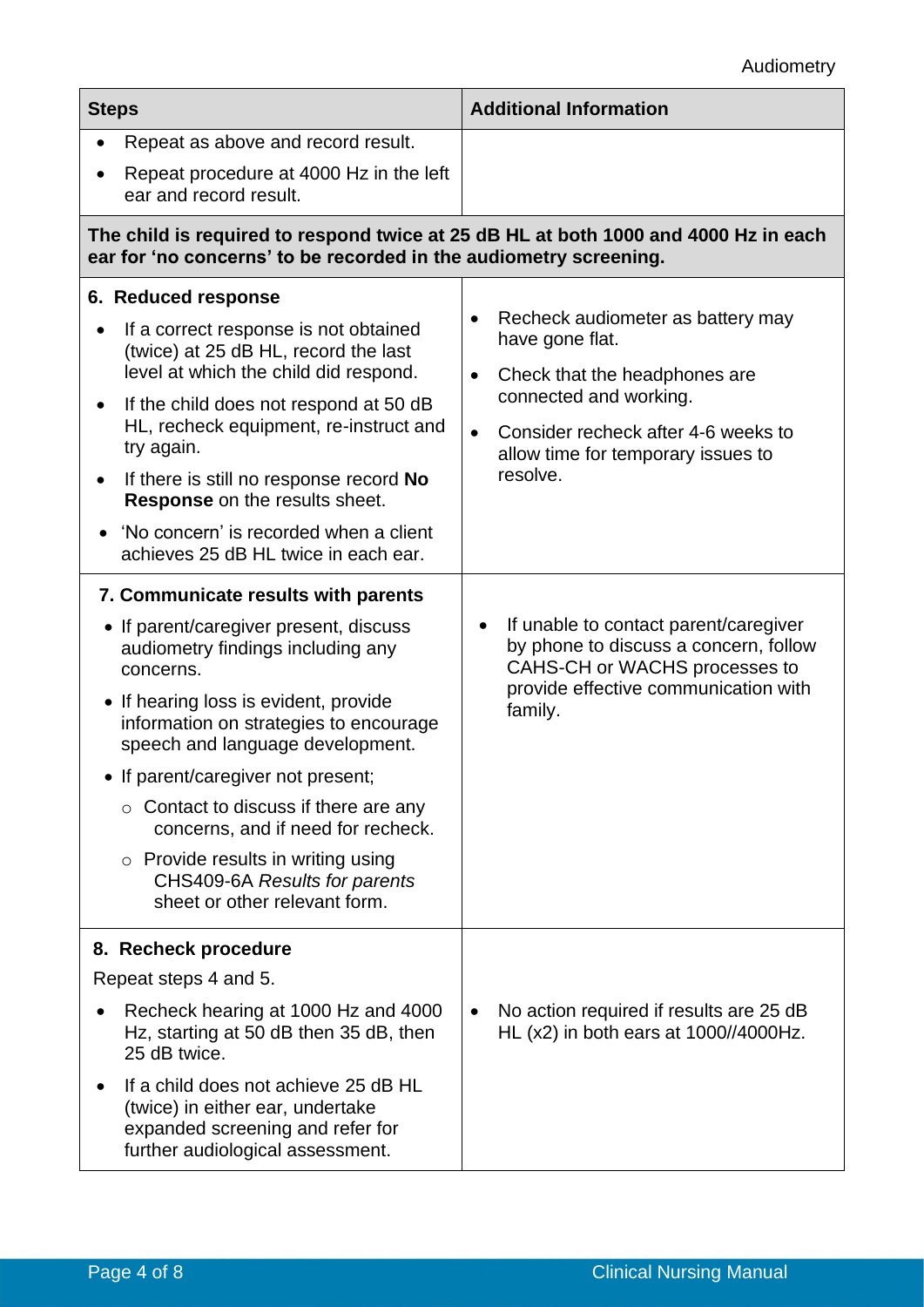| Steps | Additional Information |
| --- | --- |
| • Repeat as above and record result.<br>• Repeat procedure at 4000 Hz in the left ear and record result. | |
| **The child is required to respond twice at 25 dB HL at both 1000 and 4000 Hz in each ear for 'no concerns' to be recorded in the audiometry screening.** | |
| **6. Reduced response**<br>• If a correct response is not obtained (twice) at 25 dB HL, record the last level at which the child did respond.<br>• If the child does not respond at 50 dB HL, recheck equipment, re-instruct and try again.<br>• If there is still no response record **No Response** on the results sheet.<br>• 'No concern' is recorded when a client achieves 25 dB HL twice in each ear. | • Recheck audiometer as battery may have gone flat.<br>• Check that the headphones are connected and working.<br>• Consider recheck after 4-6 weeks to allow time for temporary issues to resolve. |
| **7. Communicate results with parents**<br>• If parent/caregiver present, discuss audiometry findings including any concerns.<br>• If hearing loss is evident, provide information on strategies to encourage speech and language development.<br>• If parent/caregiver not present;<br>&nbsp;&nbsp;○ Contact to discuss if there are any concerns, and if need for recheck.<br>&nbsp;&nbsp;○ Provide results in writing using CHS409-6A *Results for parents* sheet or other relevant form. | • If unable to contact parent/caregiver by phone to discuss a concern, follow CAHS-CH or WACHS processes to provide effective communication with family. |
| **8. Recheck procedure**<br>Repeat steps 4 and 5.<br>• Recheck hearing at 1000 Hz and 4000 Hz, starting at 50 dB then 35 dB, then 25 dB twice.<br>• If a child does not achieve 25 dB HL (twice) in either ear, undertake expanded screening and refer for further audiological assessment. | • No action required if results are 25 dB HL (x2) in both ears at 1000//4000Hz. |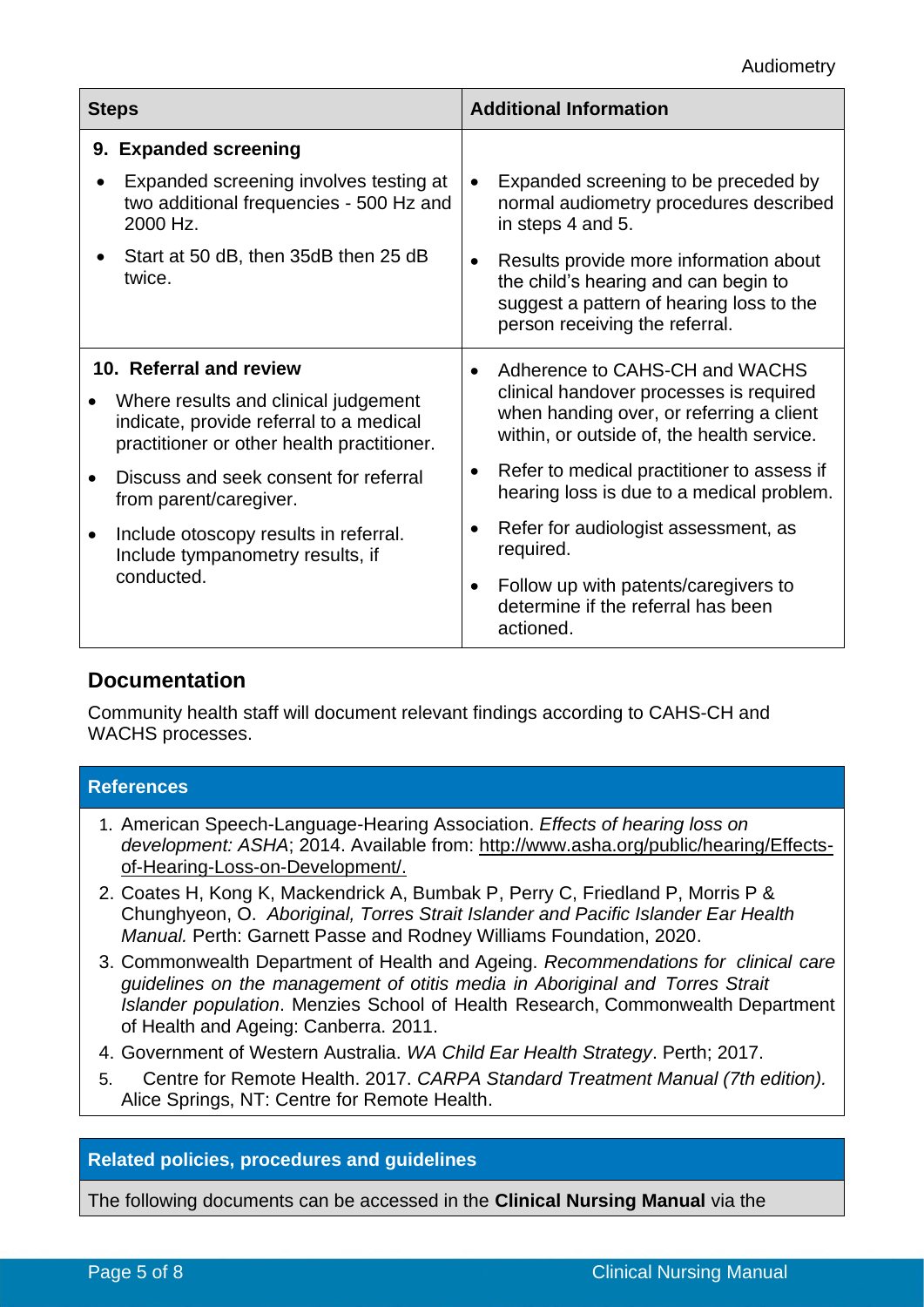| Steps | Additional Information |
|---|---|
| **9. Expanded screening**<br>• Expanded screening involves testing at two additional frequencies - 500 Hz and 2000 Hz.<br>• Start at 50 dB, then 35dB then 25 dB twice. | • Expanded screening to be preceded by normal audiometry procedures described in steps 4 and 5.<br>• Results provide more information about the child's hearing and can begin to suggest a pattern of hearing loss to the person receiving the referral. |
| **10. Referral and review**<br>• Where results and clinical judgement indicate, provide referral to a medical practitioner or other health practitioner.<br>• Discuss and seek consent for referral from parent/caregiver.<br>• Include otoscopy results in referral. Include tympanometry results, if conducted. | • Adherence to CAHS-CH and WACHS clinical handover processes is required when handing over, or referring a client within, or outside of, the health service.<br>• Refer to medical practitioner to assess if hearing loss is due to a medical problem.<br>• Refer for audiologist assessment, as required.<br>• Follow up with patents/caregivers to determine if the referral has been actioned. |

## Documentation

Community health staff will document relevant findings according to CAHS-CH and WACHS processes.

## References

1. American Speech-Language-Hearing Association. *Effects of hearing loss on development: ASHA*; 2014. Available from: http://www.asha.org/public/hearing/Effects-of-Hearing-Loss-on-Development/.
2. Coates H, Kong K, Mackendrick A, Bumbak P, Perry C, Friedland P, Morris P & Chunghyeon, O. *Aboriginal, Torres Strait Islander and Pacific Islander Ear Health Manual.* Perth: Garnett Passe and Rodney Williams Foundation, 2020.
3. Commonwealth Department of Health and Ageing. *Recommendations for clinical care guidelines on the management of otitis media in Aboriginal and Torres Strait Islander population*. Menzies School of Health Research, Commonwealth Department of Health and Ageing: Canberra. 2011.
4. Government of Western Australia. *WA Child Ear Health Strategy*. Perth; 2017.
5. Centre for Remote Health. 2017. *CARPA Standard Treatment Manual (7th edition).* Alice Springs, NT: Centre for Remote Health.

## Related policies, procedures and guidelines

The following documents can be accessed in the **Clinical Nursing Manual** via the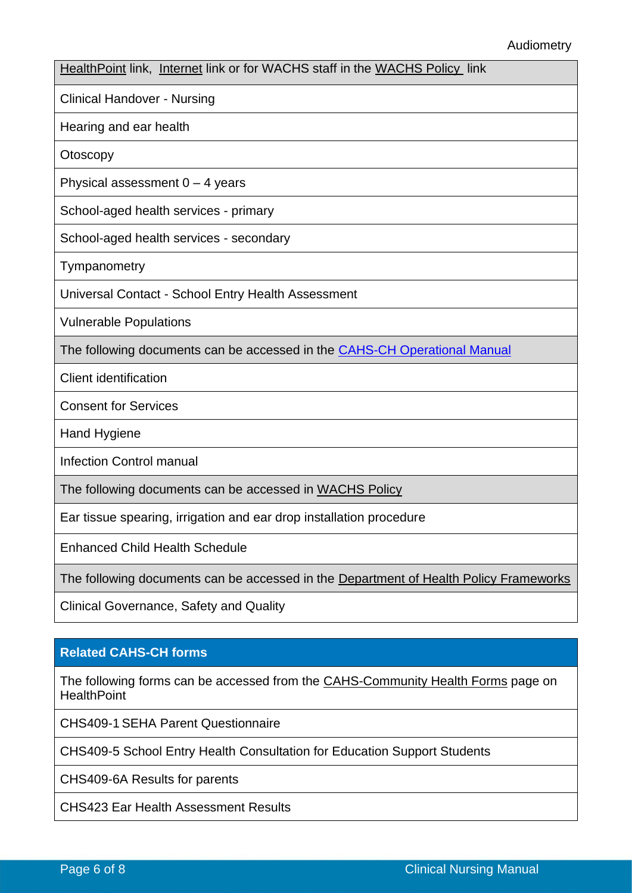| HealthPoint link, Internet link or for WACHS staff in the WACHS Policy link |
|---|
| Clinical Handover - Nursing |
| Hearing and ear health |
| Otoscopy |
| Physical assessment 0 – 4 years |
| School-aged health services - primary |
| School-aged health services - secondary |
| Tympanometry |
| Universal Contact - School Entry Health Assessment |
| Vulnerable Populations |
| The following documents can be accessed in the CAHS-CH Operational Manual |
| Client identification |
| Consent for Services |
| Hand Hygiene |
| Infection Control manual |
| The following documents can be accessed in WACHS Policy |
| Ear tissue spearing, irrigation and ear drop installation procedure |
| Enhanced Child Health Schedule |
| The following documents can be accessed in the Department of Health Policy Frameworks |
| Clinical Governance, Safety and Quality |

| **Related CAHS-CH forms** |
|---|
| The following forms can be accessed from the CAHS-Community Health Forms page on HealthPoint |
| CHS409-1 SEHA Parent Questionnaire |
| CHS409-5 School Entry Health Consultation for Education Support Students |
| CHS409-6A Results for parents |
| CHS423 Ear Health Assessment Results |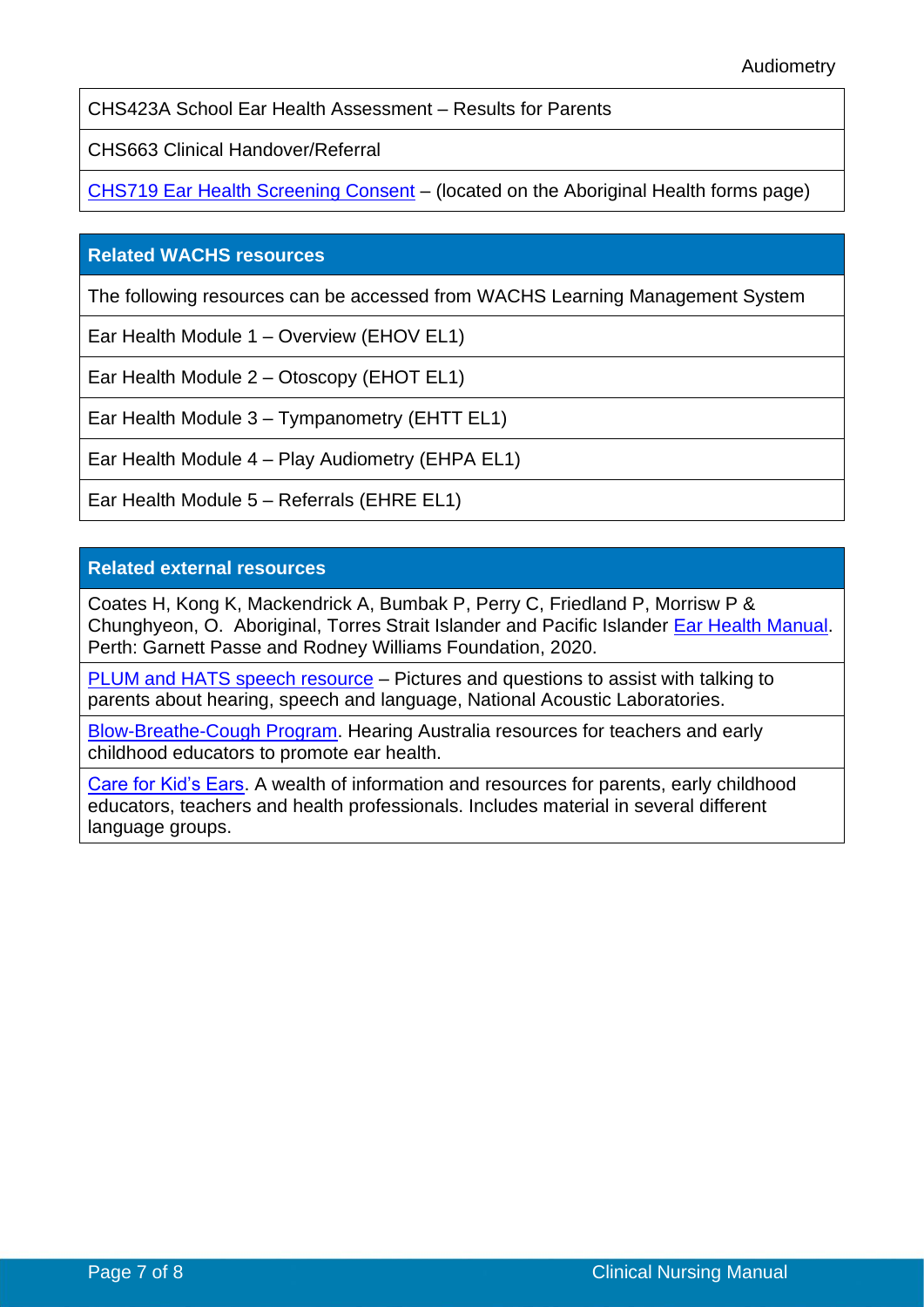| |
|---|
| CHS423A School Ear Health Assessment – Results for Parents |
| CHS663 Clinical Handover/Referral |
| CHS719 Ear Health Screening Consent – (located on the Aboriginal Health forms page) |

| Related WACHS resources |
|---|
| The following resources can be accessed from WACHS Learning Management System |
| Ear Health Module 1 – Overview (EHOV EL1) |
| Ear Health Module 2 – Otoscopy (EHOT EL1) |
| Ear Health Module 3 – Tympanometry (EHTT EL1) |
| Ear Health Module 4 – Play Audiometry (EHPA EL1) |
| Ear Health Module 5 – Referrals (EHRE EL1) |

| Related external resources |
|---|
| Coates H, Kong K, Mackendrick A, Bumbak P, Perry C, Friedland P, Morrisw P & Chunghyeon, O. Aboriginal, Torres Strait Islander and Pacific Islander Ear Health Manual. Perth: Garnett Passe and Rodney Williams Foundation, 2020. |
| PLUM and HATS speech resource – Pictures and questions to assist with talking to parents about hearing, speech and language, National Acoustic Laboratories. |
| Blow-Breathe-Cough Program. Hearing Australia resources for teachers and early childhood educators to promote ear health. |
| Care for Kid's Ears. A wealth of information and resources for parents, early childhood educators, teachers and health professionals. Includes material in several different language groups. |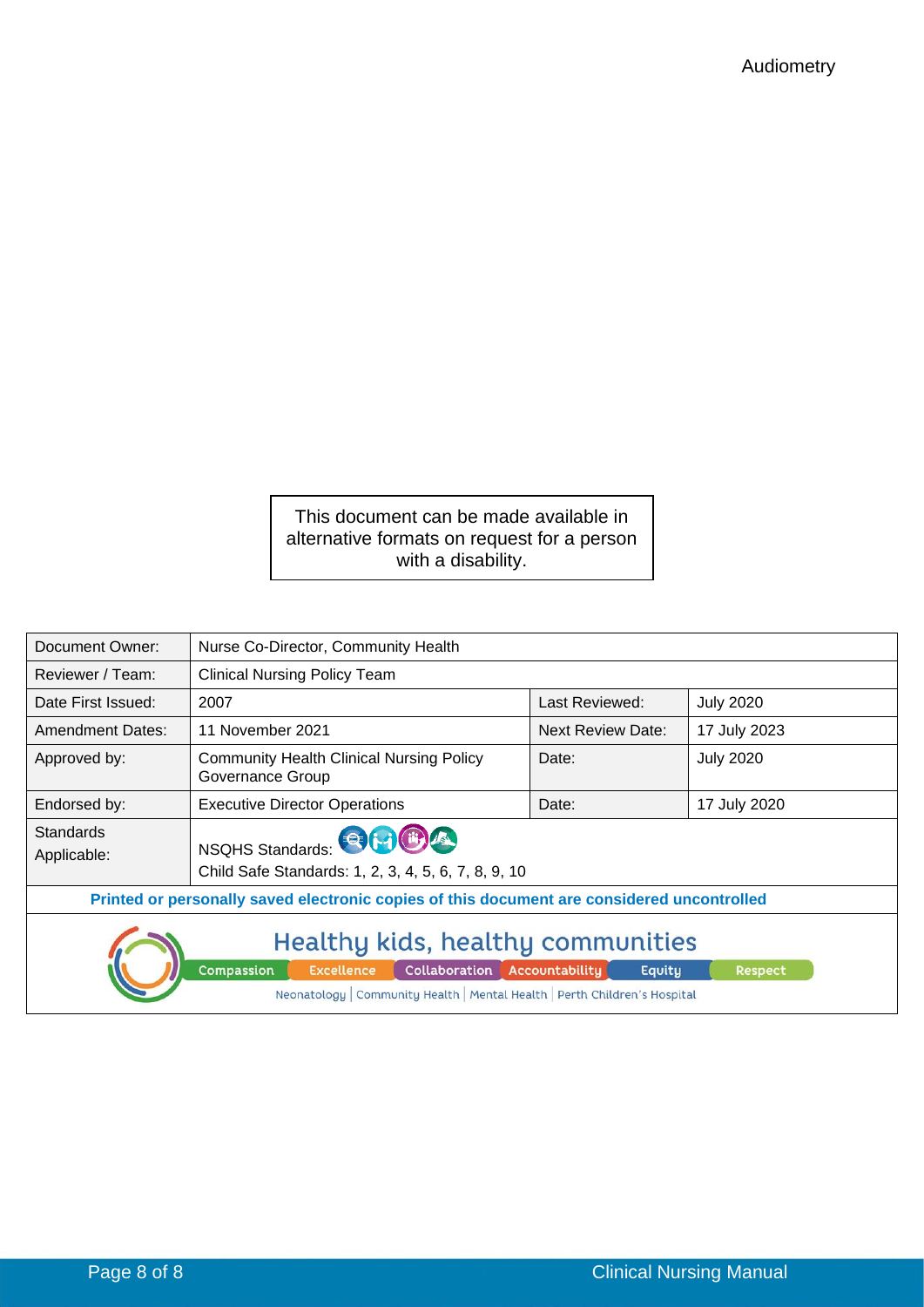This document can be made available in alternative formats on request for a person with a disability.

| | | | |
|---|---|---|---|
| Document Owner: | Nurse Co-Director, Community Health | | |
| Reviewer / Team: | Clinical Nursing Policy Team | | |
| Date First Issued: | 2007 | Last Reviewed: | July 2020 |
| Amendment Dates: | 11 November 2021 | Next Review Date: | 17 July 2023 |
| Approved by: | Community Health Clinical Nursing Policy Governance Group | Date: | July 2020 |
| Endorsed by: | Executive Director Operations | Date: | 17 July 2020 |
| Standards Applicable: | NSQHS Standards: <br>Child Safe Standards: 1, 2, 3, 4, 5, 6, 7, 8, 9, 10 | | |

**Printed or personally saved electronic copies of this document are considered uncontrolled**

Healthy kids, healthy communities

Compassion | Excellence | Collaboration | Accountability | Equity | Respect

Neonatology | Community Health | Mental Health | Perth Children's Hospital